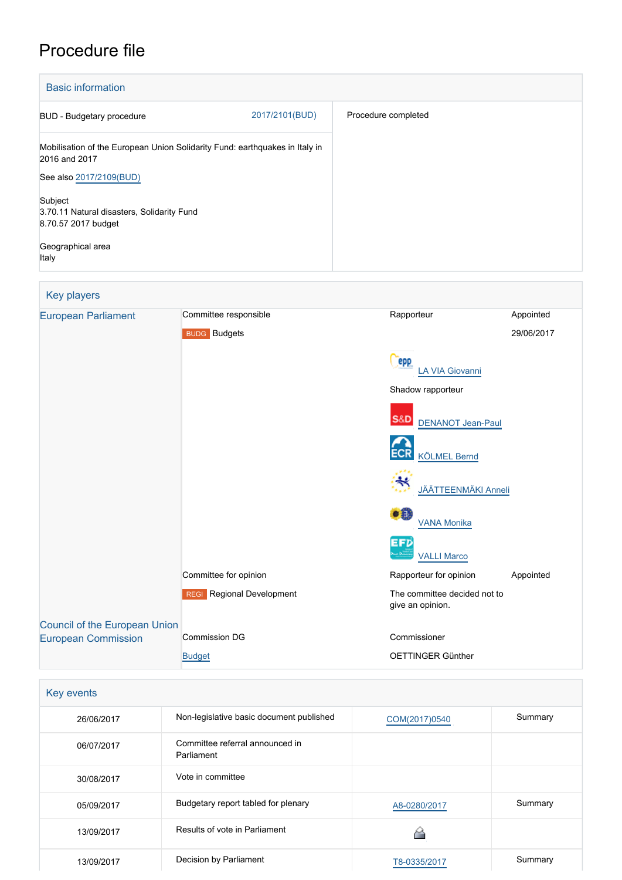# Procedure file

## Basic information

| | | |
|---|---|---|
| BUD - Budgetary procedure | 2017/2101(BUD) | Procedure completed |
| Mobilisation of the European Union Solidarity Fund: earthquakes in Italy in 2016 and 2017<br><br>See also 2017/2109(BUD)<br><br>Subject<br>3.70.11 Natural disasters, Solidarity Fund<br>8.70.57 2017 budget<br><br>Geographical area<br>Italy | | |

## Key players

| | | | |
|---|---|---|---|
| European Parliament | Committee responsible | Rapporteur | Appointed |
| | BUDG Budgets | | 29/06/2017 |
| | | EPP LA VIA Giovanni | |
| | | Shadow rapporteur | |
| | | S&D DENANOT Jean-Paul | |
| | | ECR KÖLMEL Bernd | |
| | | JÄÄTTEENMÄKI Anneli | |
| | | VANA Monika | |
| | | EFD VALLI Marco | |
| | Committee for opinion | Rapporteur for opinion | Appointed |
| | REGI Regional Development | The committee decided not to give an opinion. | |
| Council of the European Union | | | |
| European Commission | Commission DG | Commissioner | |
| | Budget | OETTINGER Günther | |

## Key events

| | | | |
|---|---|---|---|
| 26/06/2017 | Non-legislative basic document published | COM(2017)0540 | Summary |
| 06/07/2017 | Committee referral announced in Parliament | | |
| 30/08/2017 | Vote in committee | | |
| 05/09/2017 | Budgetary report tabled for plenary | A8-0280/2017 | Summary |
| 13/09/2017 | Results of vote in Parliament | | |
| 13/09/2017 | Decision by Parliament | T8-0335/2017 | Summary |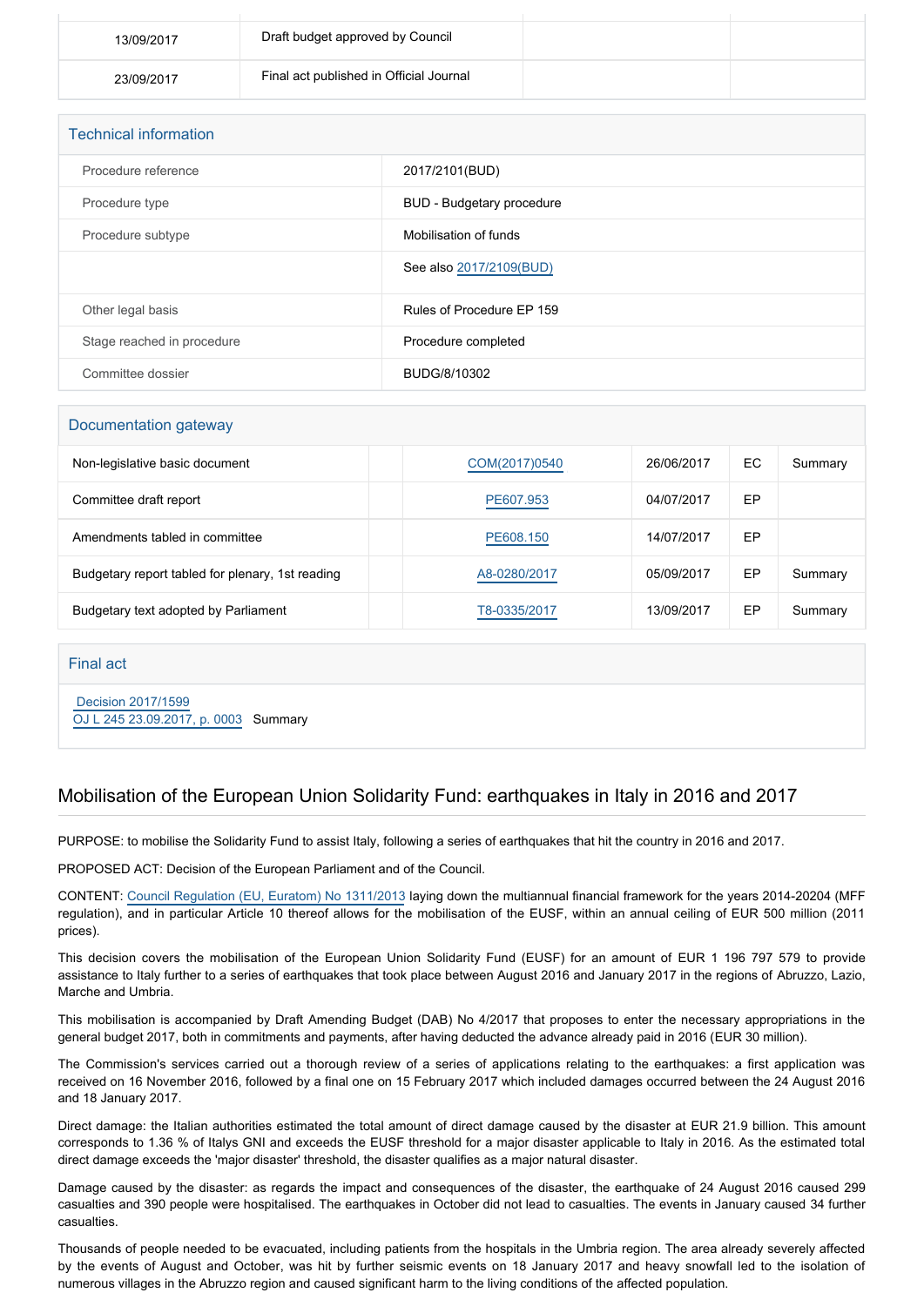| 13/09/2017 | Draft budget approved by Council | | |
| --- | --- | --- | --- |
| 23/09/2017 | Final act published in Official Journal | | |

## Technical information

| | |
| --- | --- |
| Procedure reference | 2017/2101(BUD) |
| Procedure type | BUD - Budgetary procedure |
| Procedure subtype | Mobilisation of funds |
| | See also 2017/2109(BUD) |
| Other legal basis | Rules of Procedure EP 159 |
| Stage reached in procedure | Procedure completed |
| Committee dossier | BUDG/8/10302 |

## Documentation gateway

| | | | | | |
| --- | --- | --- | --- | --- | --- |
| Non-legislative basic document | | COM(2017)0540 | 26/06/2017 | EC | Summary |
| Committee draft report | | PE607.953 | 04/07/2017 | EP | |
| Amendments tabled in committee | | PE608.150 | 14/07/2017 | EP | |
| Budgetary report tabled for plenary, 1st reading | | A8-0280/2017 | 05/09/2017 | EP | Summary |
| Budgetary text adopted by Parliament | | T8-0335/2017 | 13/09/2017 | EP | Summary |

## Final act

Decision 2017/1599
OJ L 245 23.09.2017, p. 0003 Summary

## Mobilisation of the European Union Solidarity Fund: earthquakes in Italy in 2016 and 2017

PURPOSE: to mobilise the Solidarity Fund to assist Italy, following a series of earthquakes that hit the country in 2016 and 2017.

PROPOSED ACT: Decision of the European Parliament and of the Council.

CONTENT: Council Regulation (EU, Euratom) No 1311/2013 laying down the multiannual financial framework for the years 2014-20204 (MFF regulation), and in particular Article 10 thereof allows for the mobilisation of the EUSF, within an annual ceiling of EUR 500 million (2011 prices).

This decision covers the mobilisation of the European Union Solidarity Fund (EUSF) for an amount of EUR 1 196 797 579 to provide assistance to Italy further to a series of earthquakes that took place between August 2016 and January 2017 in the regions of Abruzzo, Lazio, Marche and Umbria.

This mobilisation is accompanied by Draft Amending Budget (DAB) No 4/2017 that proposes to enter the necessary appropriations in the general budget 2017, both in commitments and payments, after having deducted the advance already paid in 2016 (EUR 30 million).

The Commission's services carried out a thorough review of a series of applications relating to the earthquakes: a first application was received on 16 November 2016, followed by a final one on 15 February 2017 which included damages occurred between the 24 August 2016 and 18 January 2017.

Direct damage: the Italian authorities estimated the total amount of direct damage caused by the disaster at EUR 21.9 billion. This amount corresponds to 1.36 % of Italys GNI and exceeds the EUSF threshold for a major disaster applicable to Italy in 2016. As the estimated total direct damage exceeds the 'major disaster' threshold, the disaster qualifies as a major natural disaster.

Damage caused by the disaster: as regards the impact and consequences of the disaster, the earthquake of 24 August 2016 caused 299 casualties and 390 people were hospitalised. The earthquakes in October did not lead to casualties. The events in January caused 34 further casualties.

Thousands of people needed to be evacuated, including patients from the hospitals in the Umbria region. The area already severely affected by the events of August and October, was hit by further seismic events on 18 January 2017 and heavy snowfall led to the isolation of numerous villages in the Abruzzo region and caused significant harm to the living conditions of the affected population.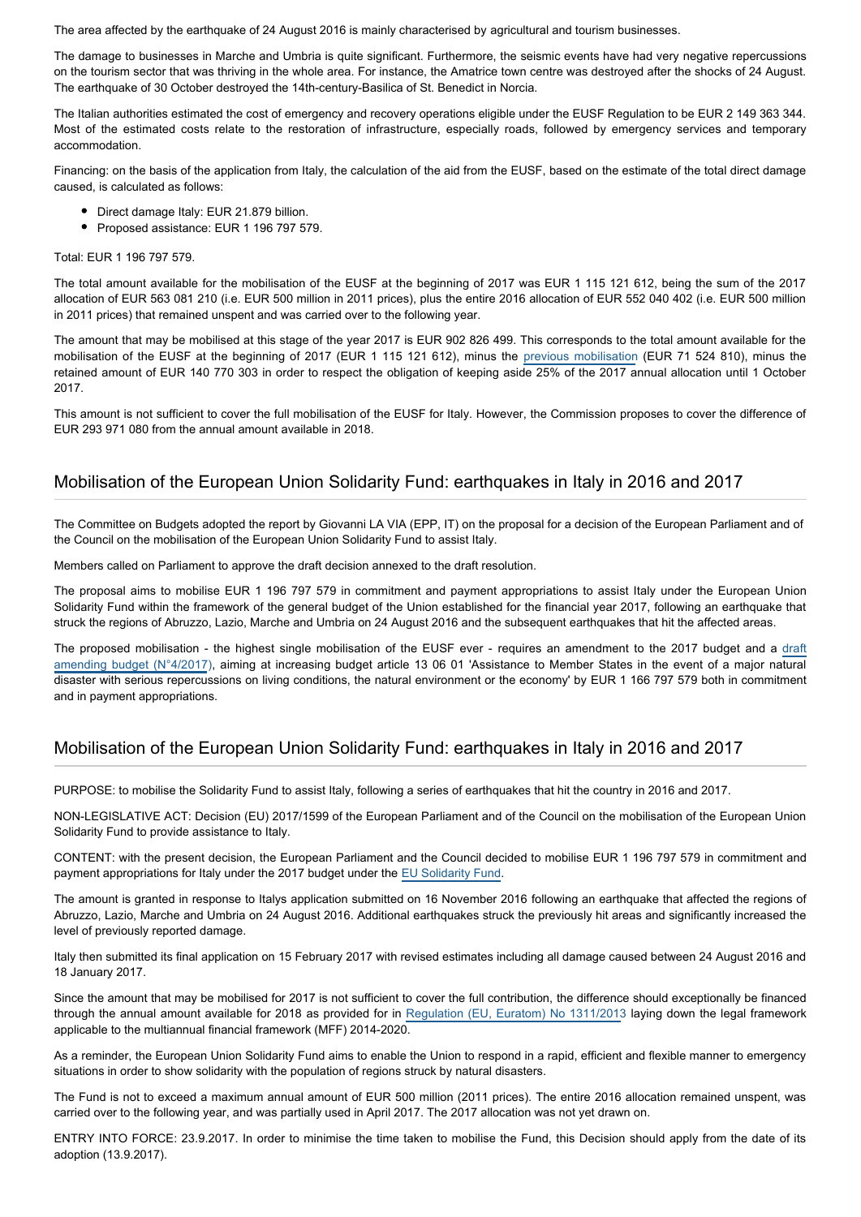The area affected by the earthquake of 24 August 2016 is mainly characterised by agricultural and tourism businesses.

The damage to businesses in Marche and Umbria is quite significant. Furthermore, the seismic events have had very negative repercussions on the tourism sector that was thriving in the whole area. For instance, the Amatrice town centre was destroyed after the shocks of 24 August. The earthquake of 30 October destroyed the 14th-century-Basilica of St. Benedict in Norcia.

The Italian authorities estimated the cost of emergency and recovery operations eligible under the EUSF Regulation to be EUR 2 149 363 344. Most of the estimated costs relate to the restoration of infrastructure, especially roads, followed by emergency services and temporary accommodation.

Financing: on the basis of the application from Italy, the calculation of the aid from the EUSF, based on the estimate of the total direct damage caused, is calculated as follows:

- Direct damage Italy: EUR 21.879 billion.
- Proposed assistance: EUR 1 196 797 579.

Total: EUR 1 196 797 579.

The total amount available for the mobilisation of the EUSF at the beginning of 2017 was EUR 1 115 121 612, being the sum of the 2017 allocation of EUR 563 081 210 (i.e. EUR 500 million in 2011 prices), plus the entire 2016 allocation of EUR 552 040 402 (i.e. EUR 500 million in 2011 prices) that remained unspent and was carried over to the following year.

The amount that may be mobilised at this stage of the year 2017 is EUR 902 826 499. This corresponds to the total amount available for the mobilisation of the EUSF at the beginning of 2017 (EUR 1 115 121 612), minus the previous mobilisation (EUR 71 524 810), minus the retained amount of EUR 140 770 303 in order to respect the obligation of keeping aside 25% of the 2017 annual allocation until 1 October 2017.

This amount is not sufficient to cover the full mobilisation of the EUSF for Italy. However, the Commission proposes to cover the difference of EUR 293 971 080 from the annual amount available in 2018.

## Mobilisation of the European Union Solidarity Fund: earthquakes in Italy in 2016 and 2017

The Committee on Budgets adopted the report by Giovanni LA VIA (EPP, IT) on the proposal for a decision of the European Parliament and of the Council on the mobilisation of the European Union Solidarity Fund to assist Italy.

Members called on Parliament to approve the draft decision annexed to the draft resolution.

The proposal aims to mobilise EUR 1 196 797 579 in commitment and payment appropriations to assist Italy under the European Union Solidarity Fund within the framework of the general budget of the Union established for the financial year 2017, following an earthquake that struck the regions of Abruzzo, Lazio, Marche and Umbria on 24 August 2016 and the subsequent earthquakes that hit the affected areas.

The proposed mobilisation - the highest single mobilisation of the EUSF ever - requires an amendment to the 2017 budget and a draft amending budget (N°4/2017), aiming at increasing budget article 13 06 01 'Assistance to Member States in the event of a major natural disaster with serious repercussions on living conditions, the natural environment or the economy' by EUR 1 166 797 579 both in commitment and in payment appropriations.

## Mobilisation of the European Union Solidarity Fund: earthquakes in Italy in 2016 and 2017

PURPOSE: to mobilise the Solidarity Fund to assist Italy, following a series of earthquakes that hit the country in 2016 and 2017.

NON-LEGISLATIVE ACT: Decision (EU) 2017/1599 of the European Parliament and of the Council on the mobilisation of the European Union Solidarity Fund to provide assistance to Italy.

CONTENT: with the present decision, the European Parliament and the Council decided to mobilise EUR 1 196 797 579 in commitment and payment appropriations for Italy under the 2017 budget under the EU Solidarity Fund.

The amount is granted in response to Italys application submitted on 16 November 2016 following an earthquake that affected the regions of Abruzzo, Lazio, Marche and Umbria on 24 August 2016. Additional earthquakes struck the previously hit areas and significantly increased the level of previously reported damage.

Italy then submitted its final application on 15 February 2017 with revised estimates including all damage caused between 24 August 2016 and 18 January 2017.

Since the amount that may be mobilised for 2017 is not sufficient to cover the full contribution, the difference should exceptionally be financed through the annual amount available for 2018 as provided for in Regulation (EU, Euratom) No 1311/2013 laying down the legal framework applicable to the multiannual financial framework (MFF) 2014-2020.

As a reminder, the European Union Solidarity Fund aims to enable the Union to respond in a rapid, efficient and flexible manner to emergency situations in order to show solidarity with the population of regions struck by natural disasters.

The Fund is not to exceed a maximum annual amount of EUR 500 million (2011 prices). The entire 2016 allocation remained unspent, was carried over to the following year, and was partially used in April 2017. The 2017 allocation was not yet drawn on.

ENTRY INTO FORCE: 23.9.2017. In order to minimise the time taken to mobilise the Fund, this Decision should apply from the date of its adoption (13.9.2017).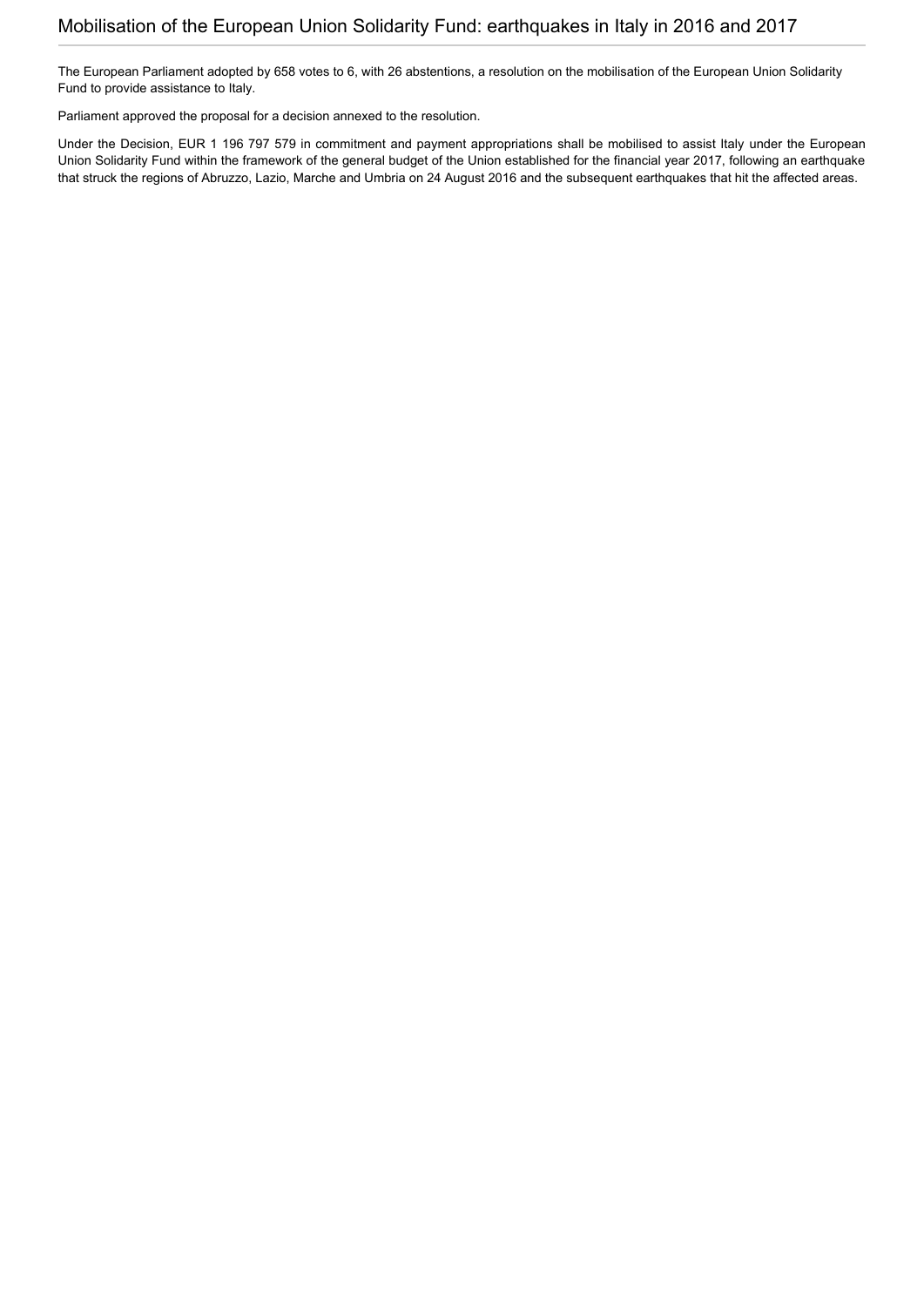## Mobilisation of the European Union Solidarity Fund: earthquakes in Italy in 2016 and 2017

The European Parliament adopted by 658 votes to 6, with 26 abstentions, a resolution on the mobilisation of the European Union Solidarity Fund to provide assistance to Italy.

Parliament approved the proposal for a decision annexed to the resolution.

Under the Decision, EUR 1 196 797 579 in commitment and payment appropriations shall be mobilised to assist Italy under the European Union Solidarity Fund within the framework of the general budget of the Union established for the financial year 2017, following an earthquake that struck the regions of Abruzzo, Lazio, Marche and Umbria on 24 August 2016 and the subsequent earthquakes that hit the affected areas.